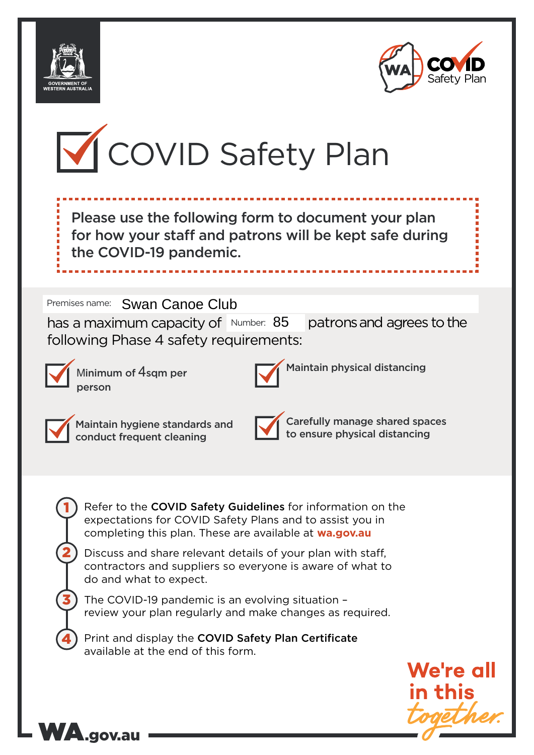GOVERNMENT OF WESTERN AUSTRALIA

WA COVID Safety Plan

# COVID Safety Plan

**Please use the following form to document your plan for how your staff and patrons will be kept safe during the COVID-19 pandemic.**

Premises name: Swan Canoe Club

has a maximum capacity of Number: 85 patrons and agrees to the following Phase 4 safety requirements:

- ☑ Minimum of 4sqm per person
- ☑ Maintain physical distancing
- ☑ Maintain hygiene standards and conduct frequent cleaning
- ☑ Carefully manage shared spaces to ensure physical distancing

1. Refer to the **COVID Safety Guidelines** for information on the expectations for COVID Safety Plans and to assist you in completing this plan. These are available at **wa.gov.au**
2. Discuss and share relevant details of your plan with staff, contractors and suppliers so everyone is aware of what to do and what to expect.
3. The COVID-19 pandemic is an evolving situation – review your plan regularly and make changes as required.
4. Print and display the **COVID Safety Plan Certificate** available at the end of this form.

We're all in this *together.*

WA.gov.au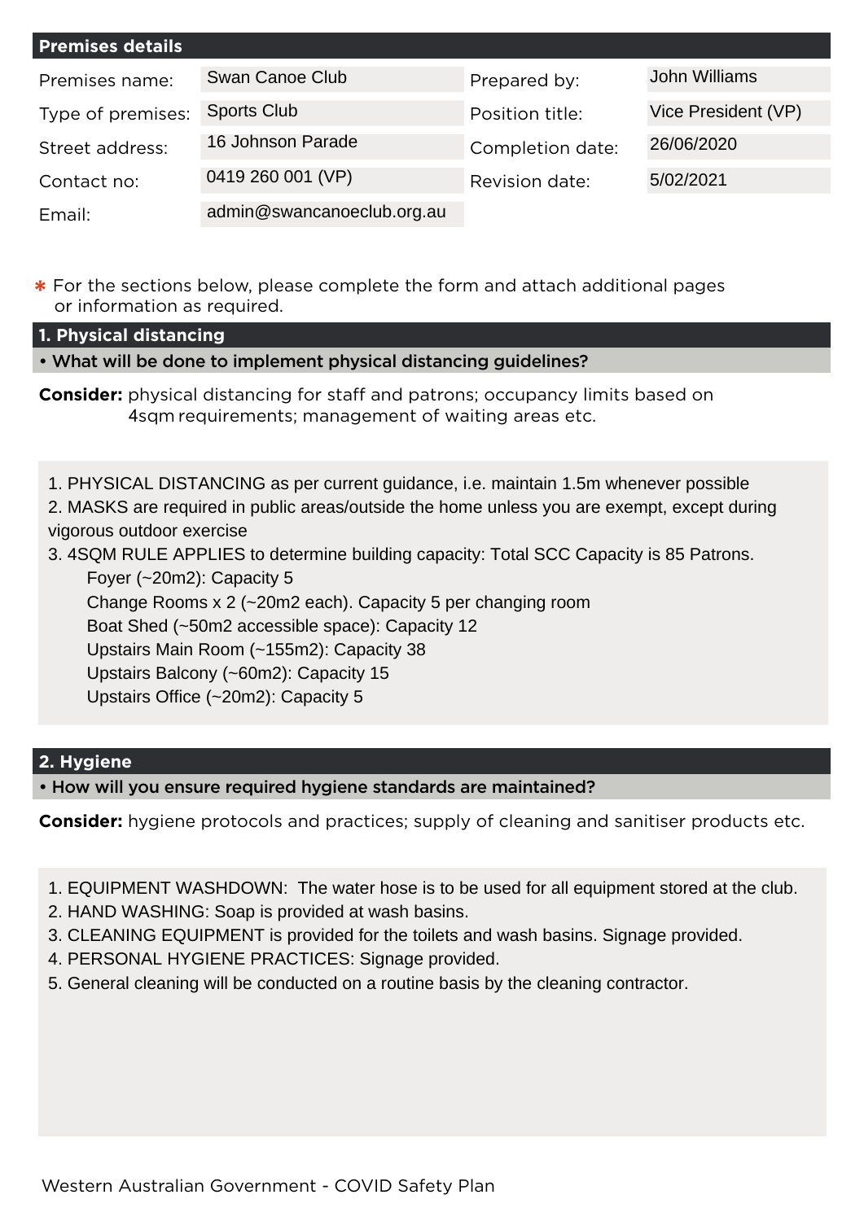## Premises details

| | | | |
|---|---|---|---|
| Premises name: | Swan Canoe Club | Prepared by: | John Williams |
| Type of premises: | Sports Club | Position title: | Vice President (VP) |
| Street address: | 16 Johnson Parade | Completion date: | 26/06/2020 |
| Contact no: | 0419 260 001 (VP) | Revision date: | 5/02/2021 |
| Email: | admin@swancanoeclub.org.au | | |

* For the sections below, please complete the form and attach additional pages or information as required.

## 1. Physical distancing

**• What will be done to implement physical distancing guidelines?**

**Consider:** physical distancing for staff and patrons; occupancy limits based on 4sqm requirements; management of waiting areas etc.

1. PHYSICAL DISTANCING as per current guidance, i.e. maintain 1.5m whenever possible
2. MASKS are required in public areas/outside the home unless you are exempt, except during vigorous outdoor exercise
3. 4SQM RULE APPLIES to determine building capacity: Total SCC Capacity is 85 Patrons.
   - Foyer (~20m2): Capacity 5
   - Change Rooms x 2 (~20m2 each). Capacity 5 per changing room
   - Boat Shed (~50m2 accessible space): Capacity 12
   - Upstairs Main Room (~155m2): Capacity 38
   - Upstairs Balcony (~60m2): Capacity 15
   - Upstairs Office (~20m2): Capacity 5

## 2. Hygiene

**• How will you ensure required hygiene standards are maintained?**

**Consider:** hygiene protocols and practices; supply of cleaning and sanitiser products etc.

1. EQUIPMENT WASHDOWN: The water hose is to be used for all equipment stored at the club.
2. HAND WASHING: Soap is provided at wash basins.
3. CLEANING EQUIPMENT is provided for the toilets and wash basins. Signage provided.
4. PERSONAL HYGIENE PRACTICES: Signage provided.
5. General cleaning will be conducted on a routine basis by the cleaning contractor.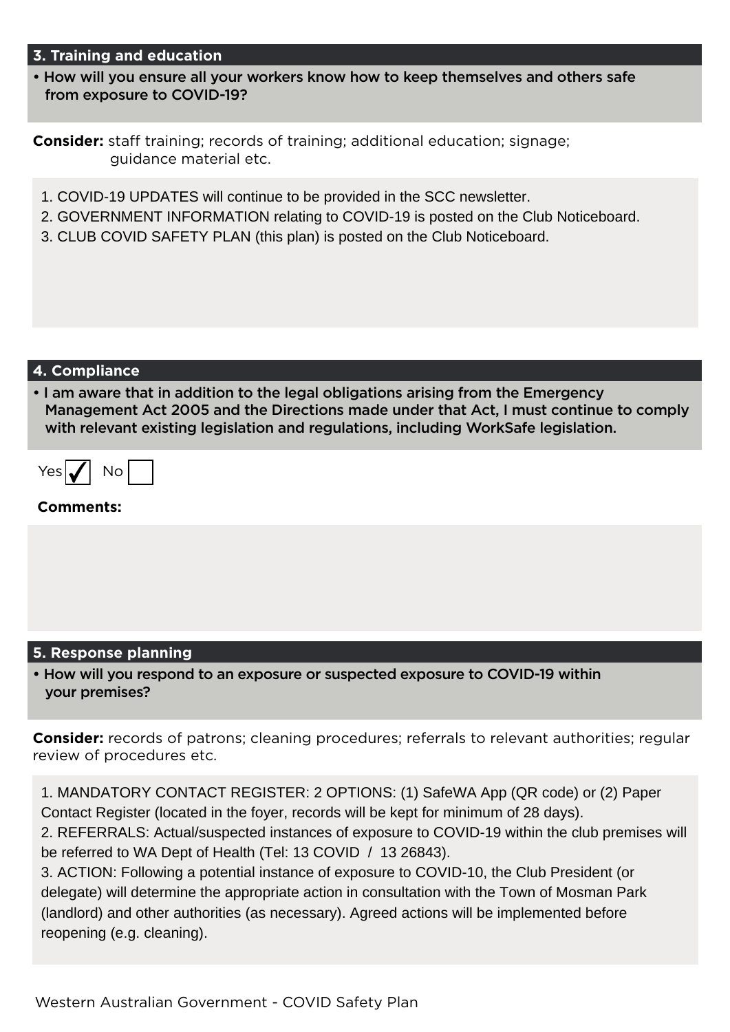## 3. Training and education

**• How will you ensure all your workers know how to keep themselves and others safe from exposure to COVID-19?**

**Consider:** staff training; records of training; additional education; signage; guidance material etc.

1. COVID-19 UPDATES will continue to be provided in the SCC newsletter.
2. GOVERNMENT INFORMATION relating to COVID-19 is posted on the Club Noticeboard.
3. CLUB COVID SAFETY PLAN (this plan) is posted on the Club Noticeboard.

## 4. Compliance

**• I am aware that in addition to the legal obligations arising from the Emergency Management Act 2005 and the Directions made under that Act, I must continue to comply with relevant existing legislation and regulations, including WorkSafe legislation.**

Yes ☑ No ☐

**Comments:**

## 5. Response planning

**• How will you respond to an exposure or suspected exposure to COVID-19 within your premises?**

**Consider:** records of patrons; cleaning procedures; referrals to relevant authorities; regular review of procedures etc.

1. MANDATORY CONTACT REGISTER: 2 OPTIONS: (1) SafeWA App (QR code) or (2) Paper Contact Register (located in the foyer, records will be kept for minimum of 28 days).
2. REFERRALS: Actual/suspected instances of exposure to COVID-19 within the club premises will be referred to WA Dept of Health (Tel: 13 COVID / 13 26843).
3. ACTION: Following a potential instance of exposure to COVID-10, the Club President (or delegate) will determine the appropriate action in consultation with the Town of Mosman Park (landlord) and other authorities (as necessary). Agreed actions will be implemented before reopening (e.g. cleaning).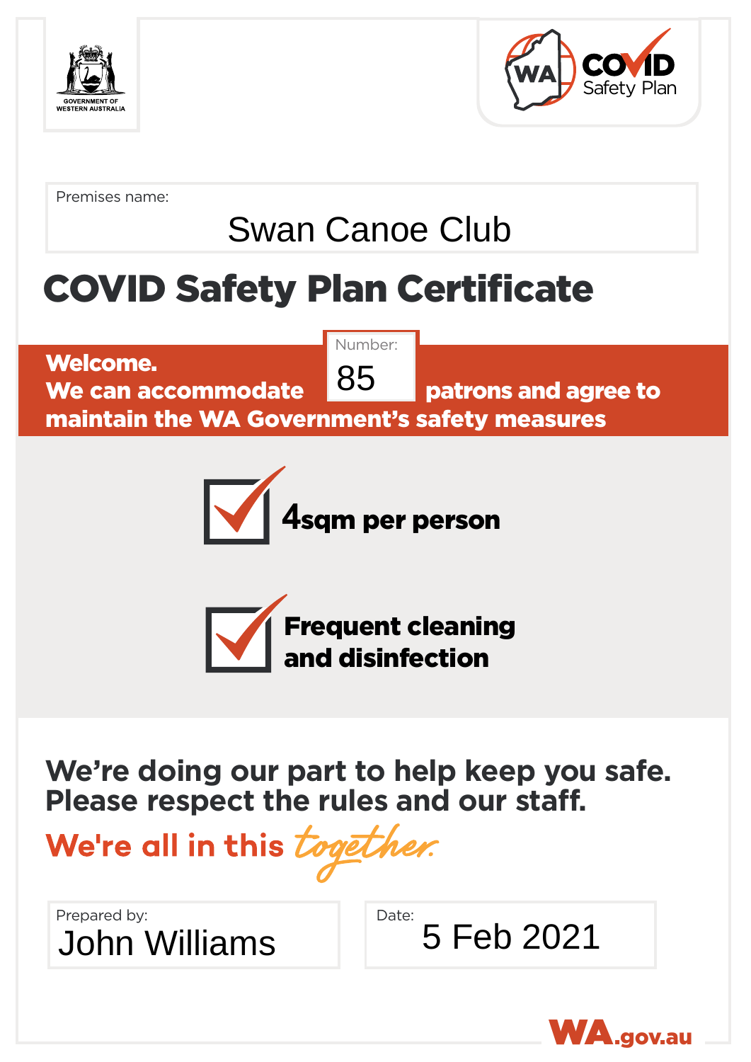GOVERNMENT OF WESTERN AUSTRALIA

WA COVID Safety Plan

Premises name:

Swan Canoe Club

# COVID Safety Plan Certificate

**Welcome.**
**We can accommodate** Number: 85 **patrons and agree to maintain the WA Government's safety measures**

- ☑ **4sqm per person**
- ☑ **Frequent cleaning and disinfection**

**We're doing our part to help keep you safe. Please respect the rules and our staff.**

**We're all in this** *together.*

Prepared by: John Williams

Date: 5 Feb 2021

WA.gov.au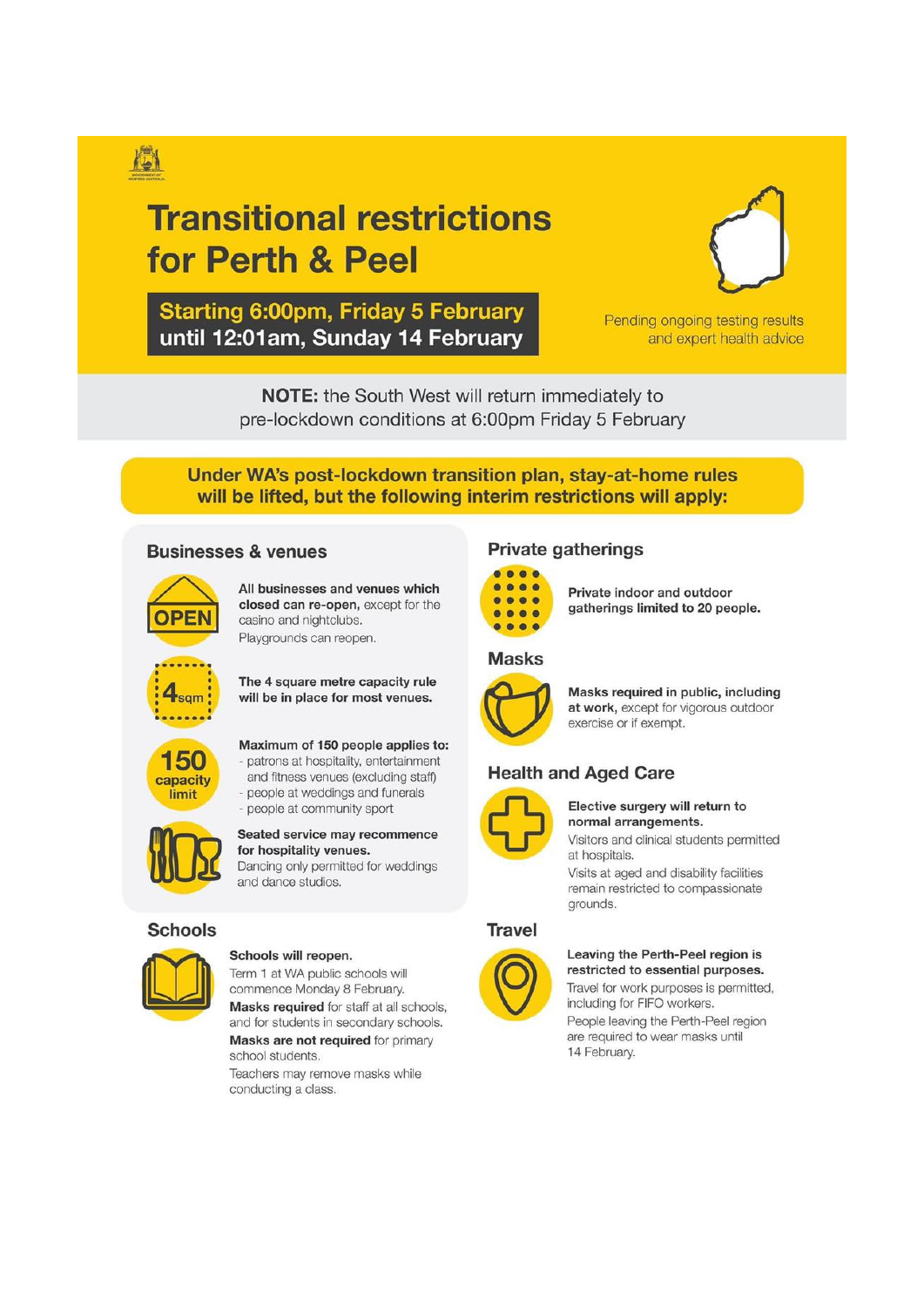# Transitional restrictions for Perth & Peel

**Starting 6:00pm, Friday 5 February until 12:01am, Sunday 14 February**

Pending ongoing testing results and expert health advice

**NOTE:** the South West will return immediately to pre-lockdown conditions at 6:00pm Friday 5 February

**Under WA's post-lockdown transition plan, stay-at-home rules will be lifted, but the following interim restrictions will apply:**

## Businesses & venues

OPEN

**All businesses and venues which closed can re-open**, except for the casino and nightclubs.

Playgrounds can reopen.

4sqm

**The 4 square metre capacity rule will be in place for most venues.**

150 capacity limit

**Maximum of 150 people applies to:**

- patrons at hospitality, entertainment and fitness venues (excluding staff)
- people at weddings and funerals
- people at community sport

**Seated service may recommence for hospitality venues.**

Dancing only permitted for weddings and dance studios.

## Schools

**Schools will reopen.**

Term 1 at WA public schools will commence Monday 8 February.

**Masks required** for staff at all schools, and for students in secondary schools.

**Masks are not required** for primary school students.

Teachers may remove masks while conducting a class.

## Private gatherings

**Private indoor and outdoor gatherings limited to 20 people.**

## Masks

**Masks required in public, including at work,** except for vigorous outdoor exercise or if exempt.

## Health and Aged Care

**Elective surgery will return to normal arrangements.**

Visitors and clinical students permitted at hospitals.

Visits at aged and disability facilities remain restricted to compassionate grounds.

## Travel

**Leaving the Perth-Peel region is restricted to essential purposes.**

Travel for work purposes is permitted, including for FIFO workers.

People leaving the Perth-Peel region are required to wear masks until 14 February.